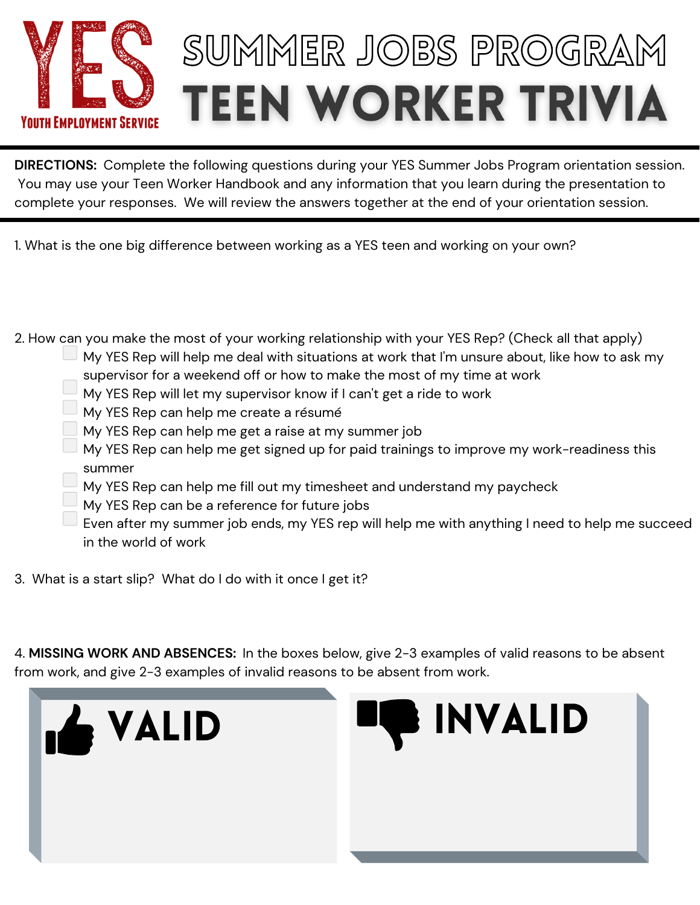YES
Youth Employment Service

# SUMMER JOBS PROGRAM
# TEEN WORKER TRIVIA

**DIRECTIONS:** Complete the following questions during your YES Summer Jobs Program orientation session. You may use your Teen Worker Handbook and any information that you learn during the presentation to complete your responses. We will review the answers together at the end of your orientation session.

1. What is the one big difference between working as a YES teen and working on your own?

2. How can you make the most of your working relationship with your YES Rep? (Check all that apply)
   - [ ] My YES Rep will help me deal with situations at work that I'm unsure about, like how to ask my supervisor for a weekend off or how to make the most of my time at work
   - [ ] My YES Rep will let my supervisor know if I can't get a ride to work
   - [ ] My YES Rep can help me create a résumé
   - [ ] My YES Rep can help me get a raise at my summer job
   - [ ] My YES Rep can help me get signed up for paid trainings to improve my work-readiness this summer
   - [ ] My YES Rep can help me fill out my timesheet and understand my paycheck
   - [ ] My YES Rep can be a reference for future jobs
   - [ ] Even after my summer job ends, my YES rep will help me with anything I need to help me succeed in the world of work

3. What is a start slip? What do I do with it once I get it?

4. **MISSING WORK AND ABSENCES:** In the boxes below, give 2-3 examples of valid reasons to be absent from work, and give 2-3 examples of invalid reasons to be absent from work.

| VALID | INVALID |
| --- | --- |
| | |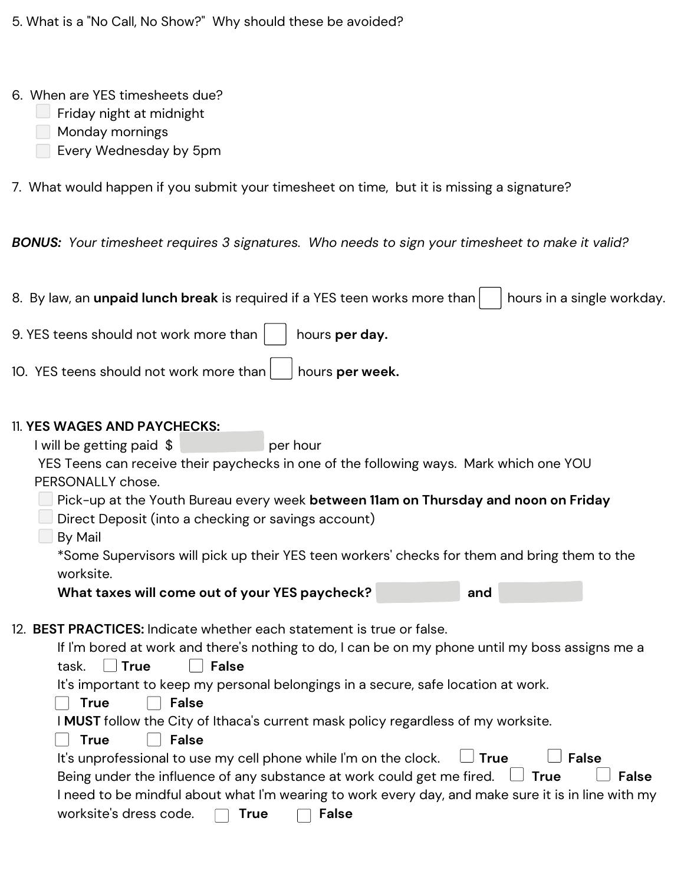5. What is a "No Call, No Show?" Why should these be avoided?

6. When are YES timesheets due?
   - ☐ Friday night at midnight
   - ☐ Monday mornings
   - ☐ Every Wednesday by 5pm

7. What would happen if you submit your timesheet on time, but it is missing a signature?

***BONUS:*** *Your timesheet requires 3 signatures. Who needs to sign your timesheet to make it valid?*

8. By law, an **unpaid lunch break** is required if a YES teen works more than ☐ hours in a single workday.

9. YES teens should not work more than ☐ hours **per day.**

10. YES teens should not work more than ☐ hours **per week.**

11. **YES WAGES AND PAYCHECKS:**

    I will be getting paid $ ________ per hour

    YES Teens can receive their paychecks in one of the following ways. Mark which one YOU PERSONALLY chose.
    - ☐ Pick-up at the Youth Bureau every week **between 11am on Thursday and noon on Friday**
    - ☐ Direct Deposit (into a checking or savings account)
    - ☐ By Mail

    *Some Supervisors will pick up their YES teen workers' checks for them and bring them to the worksite.

    **What taxes will come out of your YES paycheck?** ________ **and** ________

12. **BEST PRACTICES:** Indicate whether each statement is true or false.
    - If I'm bored at work and there's nothing to do, I can be on my phone until my boss assigns me a task. ☐ **True** ☐ **False**
    - It's important to keep my personal belongings in a secure, safe location at work. ☐ **True** ☐ **False**
    - I **MUST** follow the City of Ithaca's current mask policy regardless of my worksite. ☐ **True** ☐ **False**
    - It's unprofessional to use my cell phone while I'm on the clock. ☐ **True** ☐ **False**
    - Being under the influence of any substance at work could get me fired. ☐ **True** ☐ **False**
    - I need to be mindful about what I'm wearing to work every day, and make sure it is in line with my worksite's dress code. ☐ **True** ☐ **False**